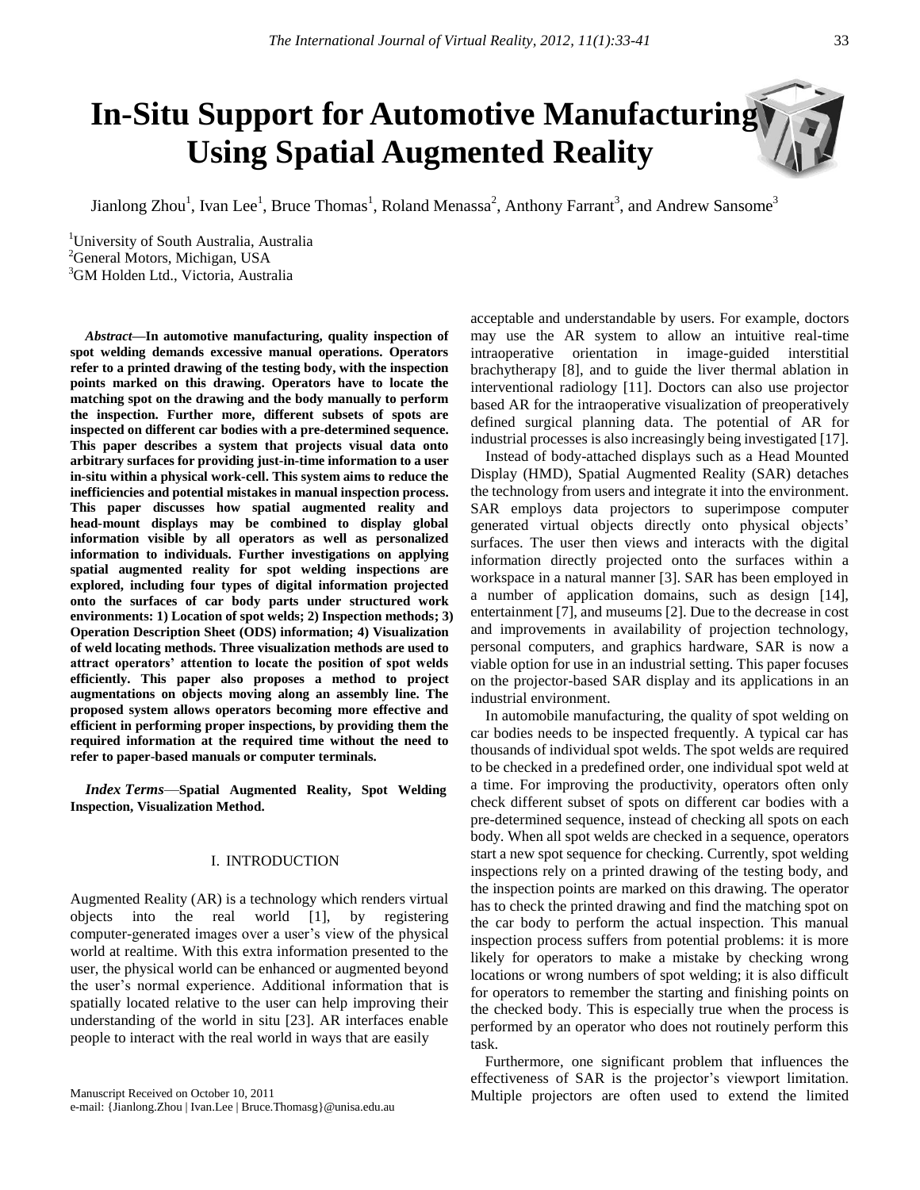# In-Situ Support for Automotive Manufacturing Using Spatial Augmented Reality

Jianlong Zhou[1], Ivan Lee[1], Bruce Thomas[1], Roland Menassa[2], Anthony Farrant[3], and Andrew Sansome[3]

[1]University of South Australia, Australia
[2]General Motors, Michigan, USA
[3]GM Holden Ltd., Victoria, Australia

***Abstract*—In automotive manufacturing, quality inspection of spot welding demands excessive manual operations. Operators refer to a printed drawing of the testing body, with the inspection points marked on this drawing. Operators have to locate the matching spot on the drawing and the body manually to perform the inspection. Further more, different subsets of spots are inspected on different car bodies with a pre-determined sequence. This paper describes a system that projects visual data onto arbitrary surfaces for providing just-in-time information to a user in-situ within a physical work-cell. This system aims to reduce the inefficiencies and potential mistakes in manual inspection process. This paper discusses how spatial augmented reality and head-mount displays may be combined to display global information visible by all operators as well as personalized information to individuals. Further investigations on applying spatial augmented reality for spot welding inspections are explored, including four types of digital information projected onto the surfaces of car body parts under structured work environments: 1) Location of spot welds; 2) Inspection methods; 3) Operation Description Sheet (ODS) information; 4) Visualization of weld locating methods. Three visualization methods are used to attract operators' attention to locate the position of spot welds efficiently. This paper also proposes a method to project augmentations on objects moving along an assembly line. The proposed system allows operators becoming more effective and efficient in performing proper inspections, by providing them the required information at the required time without the need to refer to paper-based manuals or computer terminals.**

***Index Terms*—Spatial Augmented Reality, Spot Welding Inspection, Visualization Method.**

## I. INTRODUCTION

Augmented Reality (AR) is a technology which renders virtual objects into the real world [1], by registering computer-generated images over a user's view of the physical world at realtime. With this extra information presented to the user, the physical world can be enhanced or augmented beyond the user's normal experience. Additional information that is spatially located relative to the user can help improving their understanding of the world in situ [23]. AR interfaces enable people to interact with the real world in ways that are easily acceptable and understandable by users. For example, doctors may use the AR system to allow an intuitive real-time intraoperative orientation in image-guided interstitial brachytherapy [8], and to guide the liver thermal ablation in interventional radiology [11]. Doctors can also use projector based AR for the intraoperative visualization of preoperatively defined surgical planning data. The potential of AR for industrial processes is also increasingly being investigated [17].

Instead of body-attached displays such as a Head Mounted Display (HMD), Spatial Augmented Reality (SAR) detaches the technology from users and integrate it into the environment. SAR employs data projectors to superimpose computer generated virtual objects directly onto physical objects' surfaces. The user then views and interacts with the digital information directly projected onto the surfaces within a workspace in a natural manner [3]. SAR has been employed in a number of application domains, such as design [14], entertainment [7], and museums [2]. Due to the decrease in cost and improvements in availability of projection technology, personal computers, and graphics hardware, SAR is now a viable option for use in an industrial setting. This paper focuses on the projector-based SAR display and its applications in an industrial environment.

In automobile manufacturing, the quality of spot welding on car bodies needs to be inspected frequently. A typical car has thousands of individual spot welds. The spot welds are required to be checked in a predefined order, one individual spot weld at a time. For improving the productivity, operators often only check different subset of spots on different car bodies with a pre-determined sequence, instead of checking all spots on each body. When all spot welds are checked in a sequence, operators start a new spot sequence for checking. Currently, spot welding inspections rely on a printed drawing of the testing body, and the inspection points are marked on this drawing. The operator has to check the printed drawing and find the matching spot on the car body to perform the actual inspection. This manual inspection process suffers from potential problems: it is more likely for operators to make a mistake by checking wrong locations or wrong numbers of spot welding; it is also difficult for operators to remember the starting and finishing points on the checked body. This is especially true when the process is performed by an operator who does not routinely perform this task.

Furthermore, one significant problem that influences the effectiveness of SAR is the projector's viewport limitation. Multiple projectors are often used to extend the limited

Manuscript Received on October 10, 2011
e-mail: {Jianlong.Zhou | Ivan.Lee | Bruce.Thomasg}@unisa.edu.au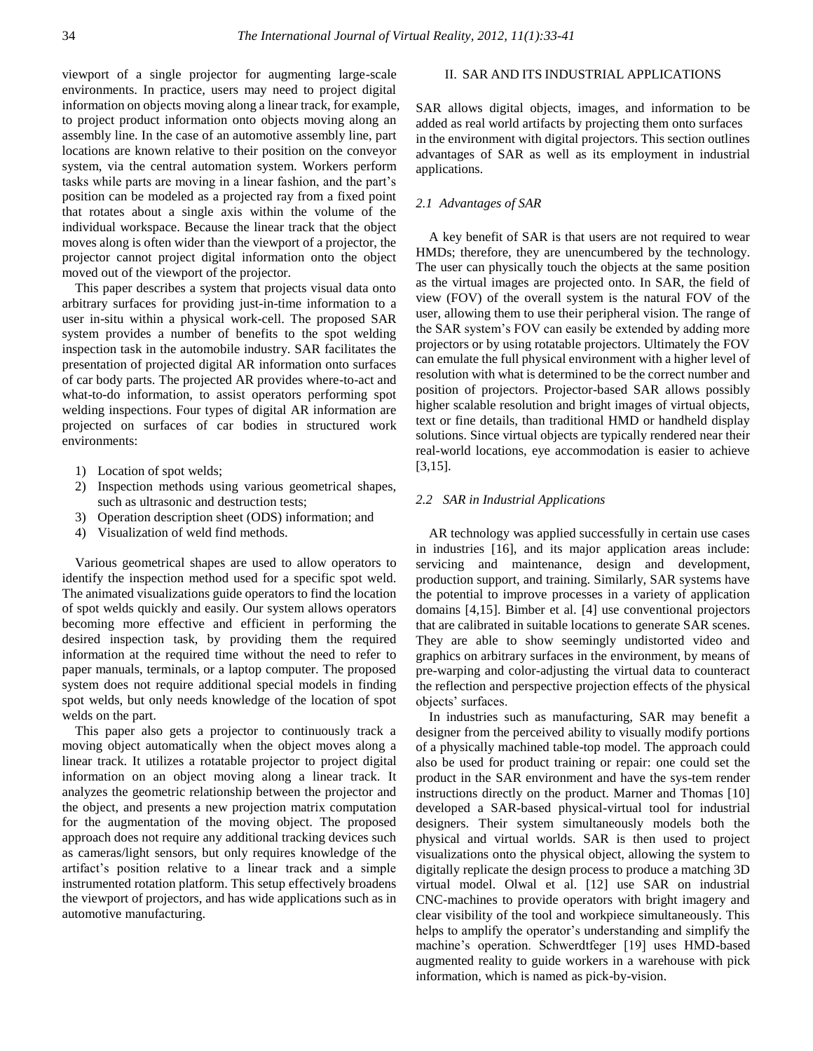viewport of a single projector for augmenting large-scale environments. In practice, users may need to project digital information on objects moving along a linear track, for example, to project product information onto objects moving along an assembly line. In the case of an automotive assembly line, part locations are known relative to their position on the conveyor system, via the central automation system. Workers perform tasks while parts are moving in a linear fashion, and the part's position can be modeled as a projected ray from a fixed point that rotates about a single axis within the volume of the individual workspace. Because the linear track that the object moves along is often wider than the viewport of a projector, the projector cannot project digital information onto the object moved out of the viewport of the projector.

This paper describes a system that projects visual data onto arbitrary surfaces for providing just-in-time information to a user in-situ within a physical work-cell. The proposed SAR system provides a number of benefits to the spot welding inspection task in the automobile industry. SAR facilitates the presentation of projected digital AR information onto surfaces of car body parts. The projected AR provides where-to-act and what-to-do information, to assist operators performing spot welding inspections. Four types of digital AR information are projected on surfaces of car bodies in structured work environments:

1) Location of spot welds;
2) Inspection methods using various geometrical shapes, such as ultrasonic and destruction tests;
3) Operation description sheet (ODS) information; and
4) Visualization of weld find methods.

Various geometrical shapes are used to allow operators to identify the inspection method used for a specific spot weld. The animated visualizations guide operators to find the location of spot welds quickly and easily. Our system allows operators becoming more effective and efficient in performing the desired inspection task, by providing them the required information at the required time without the need to refer to paper manuals, terminals, or a laptop computer. The proposed system does not require additional special models in finding spot welds, but only needs knowledge of the location of spot welds on the part.

This paper also gets a projector to continuously track a moving object automatically when the object moves along a linear track. It utilizes a rotatable projector to project digital information on an object moving along a linear track. It analyzes the geometric relationship between the projector and the object, and presents a new projection matrix computation for the augmentation of the moving object. The proposed approach does not require any additional tracking devices such as cameras/light sensors, but only requires knowledge of the artifact's position relative to a linear track and a simple instrumented rotation platform. This setup effectively broadens the viewport of projectors, and has wide applications such as in automotive manufacturing.

## II. SAR AND ITS INDUSTRIAL APPLICATIONS

SAR allows digital objects, images, and information to be added as real world artifacts by projecting them onto surfaces in the environment with digital projectors. This section outlines advantages of SAR as well as its employment in industrial applications.

### *2.1 Advantages of SAR*

A key benefit of SAR is that users are not required to wear HMDs; therefore, they are unencumbered by the technology. The user can physically touch the objects at the same position as the virtual images are projected onto. In SAR, the field of view (FOV) of the overall system is the natural FOV of the user, allowing them to use their peripheral vision. The range of the SAR system's FOV can easily be extended by adding more projectors or by using rotatable projectors. Ultimately the FOV can emulate the full physical environment with a higher level of resolution with what is determined to be the correct number and position of projectors. Projector-based SAR allows possibly higher scalable resolution and bright images of virtual objects, text or fine details, than traditional HMD or handheld display solutions. Since virtual objects are typically rendered near their real-world locations, eye accommodation is easier to achieve [3,15].

### *2.2 SAR in Industrial Applications*

AR technology was applied successfully in certain use cases in industries [16], and its major application areas include: servicing and maintenance, design and development, production support, and training. Similarly, SAR systems have the potential to improve processes in a variety of application domains [4,15]. Bimber et al. [4] use conventional projectors that are calibrated in suitable locations to generate SAR scenes. They are able to show seemingly undistorted video and graphics on arbitrary surfaces in the environment, by means of pre-warping and color-adjusting the virtual data to counteract the reflection and perspective projection effects of the physical objects' surfaces.

In industries such as manufacturing, SAR may benefit a designer from the perceived ability to visually modify portions of a physically machined table-top model. The approach could also be used for product training or repair: one could set the product in the SAR environment and have the sys-tem render instructions directly on the product. Marner and Thomas [10] developed a SAR-based physical-virtual tool for industrial designers. Their system simultaneously models both the physical and virtual worlds. SAR is then used to project visualizations onto the physical object, allowing the system to digitally replicate the design process to produce a matching 3D virtual model. Olwal et al. [12] use SAR on industrial CNC-machines to provide operators with bright imagery and clear visibility of the tool and workpiece simultaneously. This helps to amplify the operator's understanding and simplify the machine's operation. Schwerdtfeger [19] uses HMD-based augmented reality to guide workers in a warehouse with pick information, which is named as pick-by-vision.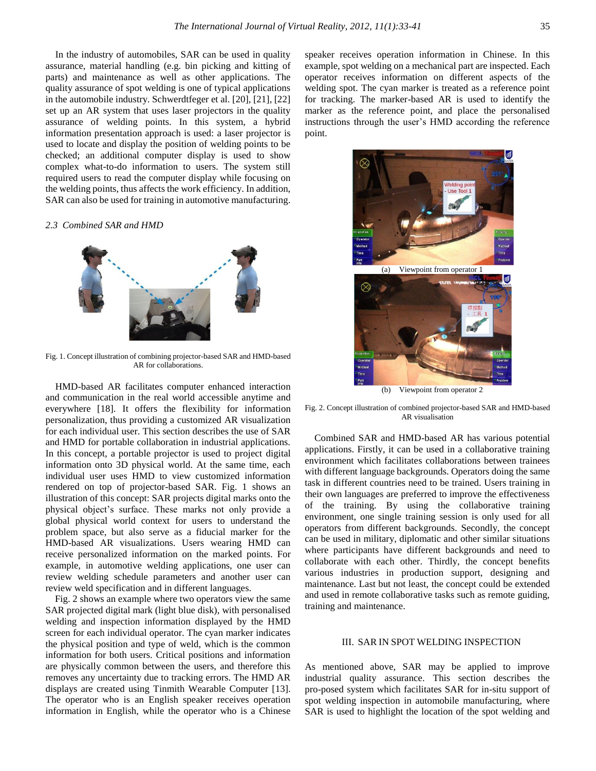In the industry of automobiles, SAR can be used in quality assurance, material handling (e.g. bin picking and kitting of parts) and maintenance as well as other applications. The quality assurance of spot welding is one of typical applications in the automobile industry. Schwerdtfeger et al. [20], [21], [22] set up an AR system that uses laser projectors in the quality assurance of welding points. In this system, a hybrid information presentation approach is used: a laser projector is used to locate and display the position of welding points to be checked; an additional computer display is used to show complex what-to-do information to users. The system still required users to read the computer display while focusing on the welding points, thus affects the work efficiency. In addition, SAR can also be used for training in automotive manufacturing.

### *2.3 Combined SAR and HMD*

Fig. 1. Concept illustration of combining projector-based SAR and HMD-based AR for collaborations.

HMD-based AR facilitates computer enhanced interaction and communication in the real world accessible anytime and everywhere [18]. It offers the flexibility for information personalization, thus providing a customized AR visualization for each individual user. This section describes the use of SAR and HMD for portable collaboration in industrial applications. In this concept, a portable projector is used to project digital information onto 3D physical world. At the same time, each individual user uses HMD to view customized information rendered on top of projector-based SAR. Fig. 1 shows an illustration of this concept: SAR projects digital marks onto the physical object's surface. These marks not only provide a global physical world context for users to understand the problem space, but also serve as a fiducial marker for the HMD-based AR visualizations. Users wearing HMD can receive personalized information on the marked points. For example, in automotive welding applications, one user can review welding schedule parameters and another user can review weld specification and in different languages.

Fig. 2 shows an example where two operators view the same SAR projected digital mark (light blue disk), with personalised welding and inspection information displayed by the HMD screen for each individual operator. The cyan marker indicates the physical position and type of weld, which is the common information for both users. Critical positions and information are physically common between the users, and therefore this removes any uncertainty due to tracking errors. The HMD AR displays are created using Tinmith Wearable Computer [13]. The operator who is an English speaker receives operation information in English, while the operator who is a Chinese speaker receives operation information in Chinese. In this example, spot welding on a mechanical part are inspected. Each operator receives information on different aspects of the welding spot. The cyan marker is treated as a reference point for tracking. The marker-based AR is used to identify the marker as the reference point, and place the personalised instructions through the user's HMD according the reference point.

(a) Viewpoint from operator 1

(b) Viewpoint from operator 2

Fig. 2. Concept illustration of combined projector-based SAR and HMD-based AR visualisation

Combined SAR and HMD-based AR has various potential applications. Firstly, it can be used in a collaborative training environment which facilitates collaborations between trainees with different language backgrounds. Operators doing the same task in different countries need to be trained. Users training in their own languages are preferred to improve the effectiveness of the training. By using the collaborative training environment, one single training session is only used for all operators from different backgrounds. Secondly, the concept can be used in military, diplomatic and other similar situations where participants have different backgrounds and need to collaborate with each other. Thirdly, the concept benefits various industries in production support, designing and maintenance. Last but not least, the concept could be extended and used in remote collaborative tasks such as remote guiding, training and maintenance.

## III. SAR IN SPOT WELDING INSPECTION

As mentioned above, SAR may be applied to improve industrial quality assurance. This section describes the pro-posed system which facilitates SAR for in-situ support of spot welding inspection in automobile manufacturing, where SAR is used to highlight the location of the spot welding and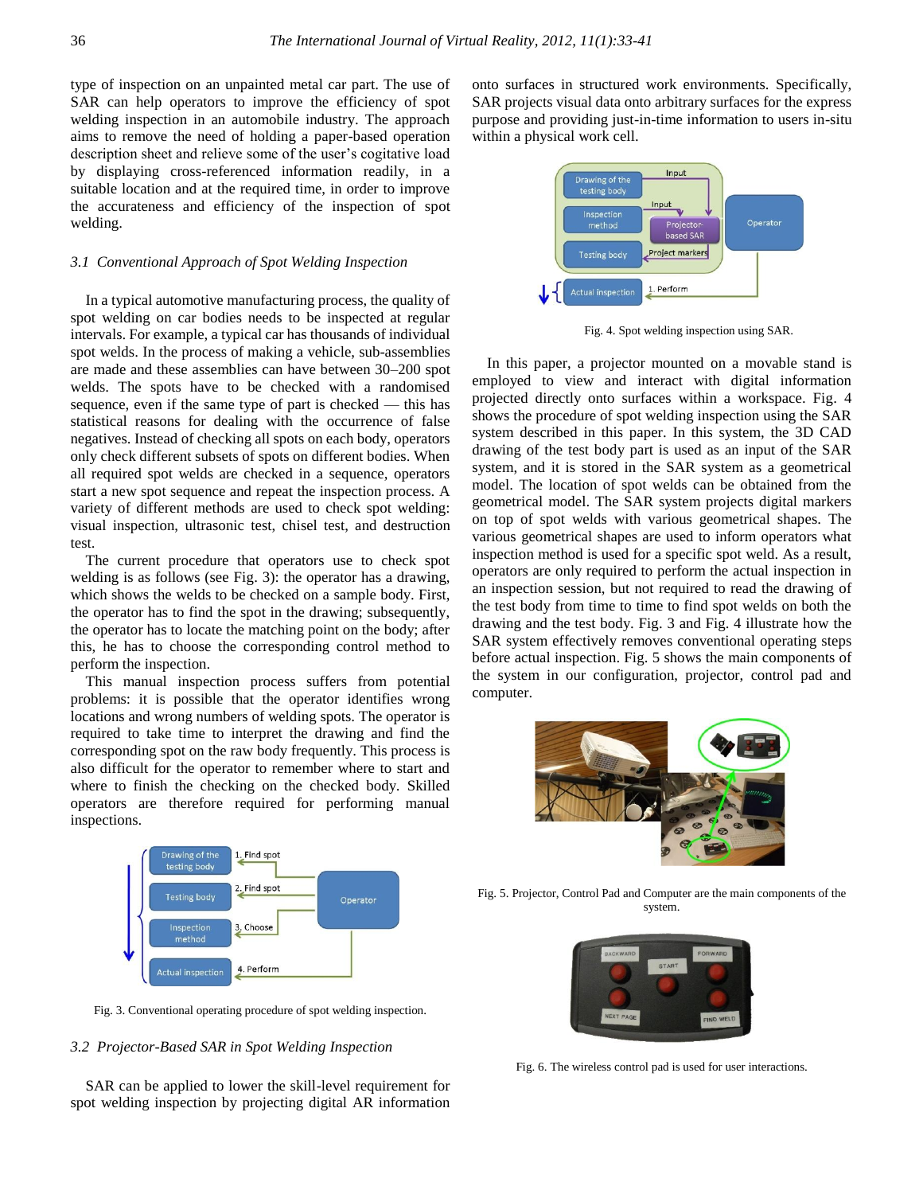type of inspection on an unpainted metal car part. The use of SAR can help operators to improve the efficiency of spot welding inspection in an automobile industry. The approach aims to remove the need of holding a paper-based operation description sheet and relieve some of the user's cogitative load by displaying cross-referenced information readily, in a suitable location and at the required time, in order to improve the accurateness and efficiency of the inspection of spot welding.

### 3.1 *Conventional Approach of Spot Welding Inspection*

In a typical automotive manufacturing process, the quality of spot welding on car bodies needs to be inspected at regular intervals. For example, a typical car has thousands of individual spot welds. In the process of making a vehicle, sub-assemblies are made and these assemblies can have between 30–200 spot welds. The spots have to be checked with a randomised sequence, even if the same type of part is checked — this has statistical reasons for dealing with the occurrence of false negatives. Instead of checking all spots on each body, operators only check different subsets of spots on different bodies. When all required spot welds are checked in a sequence, operators start a new spot sequence and repeat the inspection process. A variety of different methods are used to check spot welding: visual inspection, ultrasonic test, chisel test, and destruction test.

The current procedure that operators use to check spot welding is as follows (see Fig. 3): the operator has a drawing, which shows the welds to be checked on a sample body. First, the operator has to find the spot in the drawing; subsequently, the operator has to locate the matching point on the body; after this, he has to choose the corresponding control method to perform the inspection.

This manual inspection process suffers from potential problems: it is possible that the operator identifies wrong locations and wrong numbers of welding spots. The operator is required to take time to interpret the drawing and find the corresponding spot on the raw body frequently. This process is also difficult for the operator to remember where to start and where to finish the checking on the checked body. Skilled operators are therefore required for performing manual inspections.

Fig. 3. Conventional operating procedure of spot welding inspection.

### 3.2 *Projector-Based SAR in Spot Welding Inspection*

SAR can be applied to lower the skill-level requirement for spot welding inspection by projecting digital AR information onto surfaces in structured work environments. Specifically, SAR projects visual data onto arbitrary surfaces for the express purpose and providing just-in-time information to users in-situ within a physical work cell.

Fig. 4. Spot welding inspection using SAR.

In this paper, a projector mounted on a movable stand is employed to view and interact with digital information projected directly onto surfaces within a workspace. Fig. 4 shows the procedure of spot welding inspection using the SAR system described in this paper. In this system, the 3D CAD drawing of the test body part is used as an input of the SAR system, and it is stored in the SAR system as a geometrical model. The location of spot welds can be obtained from the geometrical model. The SAR system projects digital markers on top of spot welds with various geometrical shapes. The various geometrical shapes are used to inform operators what inspection method is used for a specific spot weld. As a result, operators are only required to perform the actual inspection in an inspection session, but not required to read the drawing of the test body from time to time to find spot welds on both the drawing and the test body. Fig. 3 and Fig. 4 illustrate how the SAR system effectively removes conventional operating steps before actual inspection. Fig. 5 shows the main components of the system in our configuration, projector, control pad and computer.

Fig. 5. Projector, Control Pad and Computer are the main components of the system.

Fig. 6. The wireless control pad is used for user interactions.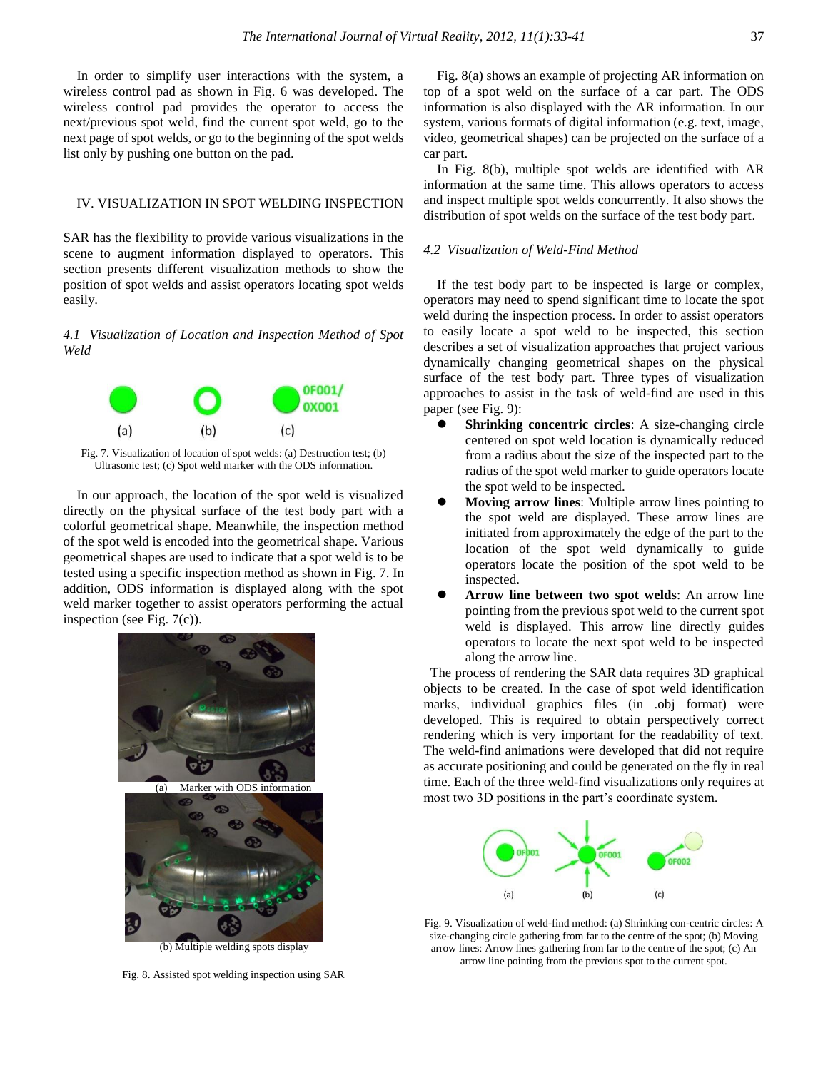In order to simplify user interactions with the system, a wireless control pad as shown in Fig. 6 was developed. The wireless control pad provides the operator to access the next/previous spot weld, find the current spot weld, go to the next page of spot welds, or go to the beginning of the spot welds list only by pushing one button on the pad.

## IV. VISUALIZATION IN SPOT WELDING INSPECTION

SAR has the flexibility to provide various visualizations in the scene to augment information displayed to operators. This section presents different visualization methods to show the position of spot welds and assist operators locating spot welds easily.

### *4.1 Visualization of Location and Inspection Method of Spot Weld*

Fig. 7. Visualization of location of spot welds: (a) Destruction test; (b) Ultrasonic test; (c) Spot weld marker with the ODS information.

In our approach, the location of the spot weld is visualized directly on the physical surface of the test body part with a colorful geometrical shape. Meanwhile, the inspection method of the spot weld is encoded into the geometrical shape. Various geometrical shapes are used to indicate that a spot weld is to be tested using a specific inspection method as shown in Fig. 7. In addition, ODS information is displayed along with the spot weld marker together to assist operators performing the actual inspection (see Fig. 7(c)).

(a) Marker with ODS information

(b) Multiple welding spots display

Fig. 8. Assisted spot welding inspection using SAR

Fig. 8(a) shows an example of projecting AR information on top of a spot weld on the surface of a car part. The ODS information is also displayed with the AR information. In our system, various formats of digital information (e.g. text, image, video, geometrical shapes) can be projected on the surface of a car part.

In Fig. 8(b), multiple spot welds are identified with AR information at the same time. This allows operators to access and inspect multiple spot welds concurrently. It also shows the distribution of spot welds on the surface of the test body part.

### *4.2 Visualization of Weld-Find Method*

If the test body part to be inspected is large or complex, operators may need to spend significant time to locate the spot weld during the inspection process. In order to assist operators to easily locate a spot weld to be inspected, this section describes a set of visualization approaches that project various dynamically changing geometrical shapes on the physical surface of the test body part. Three types of visualization approaches to assist in the task of weld-find are used in this paper (see Fig. 9):

- **Shrinking concentric circles**: A size-changing circle centered on spot weld location is dynamically reduced from a radius about the size of the inspected part to the radius of the spot weld marker to guide operators locate the spot weld to be inspected.
- **Moving arrow lines**: Multiple arrow lines pointing to the spot weld are displayed. These arrow lines are initiated from approximately the edge of the part to the location of the spot weld dynamically to guide operators locate the position of the spot weld to be inspected.
- **Arrow line between two spot welds**: An arrow line pointing from the previous spot weld to the current spot weld is displayed. This arrow line directly guides operators to locate the next spot weld to be inspected along the arrow line.

The process of rendering the SAR data requires 3D graphical objects to be created. In the case of spot weld identification marks, individual graphics files (in .obj format) were developed. This is required to obtain perspectively correct rendering which is very important for the readability of text. The weld-find animations were developed that did not require as accurate positioning and could be generated on the fly in real time. Each of the three weld-find visualizations only requires at most two 3D positions in the part's coordinate system.

Fig. 9. Visualization of weld-find method: (a) Shrinking con-centric circles: A size-changing circle gathering from far to the centre of the spot; (b) Moving arrow lines: Arrow lines gathering from far to the centre of the spot; (c) An arrow line pointing from the previous spot to the current spot.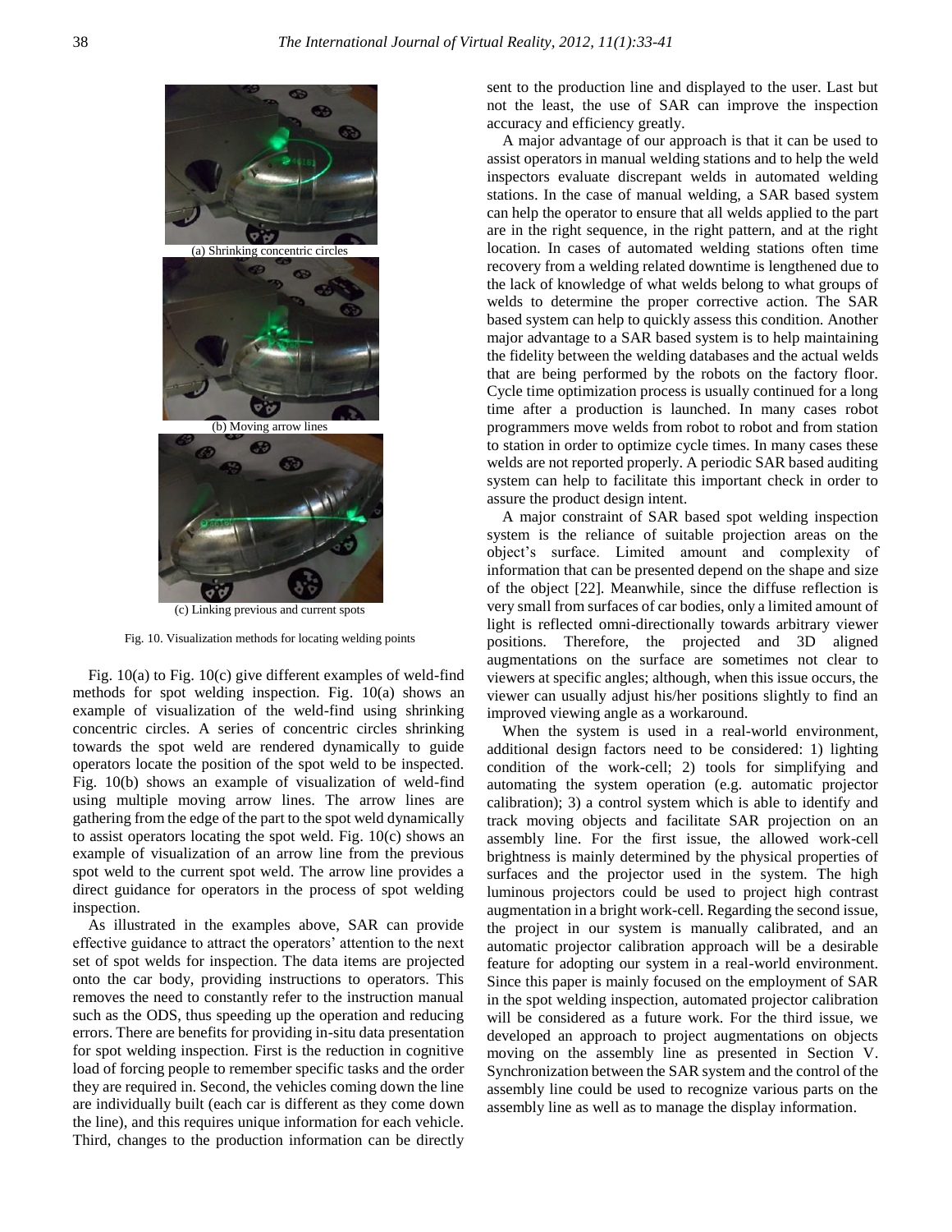(a) Shrinking concentric circles

(b) Moving arrow lines

(c) Linking previous and current spots

Fig. 10. Visualization methods for locating welding points

Fig. 10(a) to Fig. 10(c) give different examples of weld-find methods for spot welding inspection. Fig. 10(a) shows an example of visualization of the weld-find using shrinking concentric circles. A series of concentric circles shrinking towards the spot weld are rendered dynamically to guide operators locate the position of the spot weld to be inspected. Fig. 10(b) shows an example of visualization of weld-find using multiple moving arrow lines. The arrow lines are gathering from the edge of the part to the spot weld dynamically to assist operators locating the spot weld. Fig. 10(c) shows an example of visualization of an arrow line from the previous spot weld to the current spot weld. The arrow line provides a direct guidance for operators in the process of spot welding inspection.

As illustrated in the examples above, SAR can provide effective guidance to attract the operators' attention to the next set of spot welds for inspection. The data items are projected onto the car body, providing instructions to operators. This removes the need to constantly refer to the instruction manual such as the ODS, thus speeding up the operation and reducing errors. There are benefits for providing in-situ data presentation for spot welding inspection. First is the reduction in cognitive load of forcing people to remember specific tasks and the order they are required in. Second, the vehicles coming down the line are individually built (each car is different as they come down the line), and this requires unique information for each vehicle. Third, changes to the production information can be directly sent to the production line and displayed to the user. Last but not the least, the use of SAR can improve the inspection accuracy and efficiency greatly.

A major advantage of our approach is that it can be used to assist operators in manual welding stations and to help the weld inspectors evaluate discrepant welds in automated welding stations. In the case of manual welding, a SAR based system can help the operator to ensure that all welds applied to the part are in the right sequence, in the right pattern, and at the right location. In cases of automated welding stations often time recovery from a welding related downtime is lengthened due to the lack of knowledge of what welds belong to what groups of welds to determine the proper corrective action. The SAR based system can help to quickly assess this condition. Another major advantage to a SAR based system is to help maintaining the fidelity between the welding databases and the actual welds that are being performed by the robots on the factory floor. Cycle time optimization process is usually continued for a long time after a production is launched. In many cases robot programmers move welds from robot to robot and from station to station in order to optimize cycle times. In many cases these welds are not reported properly. A periodic SAR based auditing system can help to facilitate this important check in order to assure the product design intent.

A major constraint of SAR based spot welding inspection system is the reliance of suitable projection areas on the object's surface. Limited amount and complexity of information that can be presented depend on the shape and size of the object [22]. Meanwhile, since the diffuse reflection is very small from surfaces of car bodies, only a limited amount of light is reflected omni-directionally towards arbitrary viewer positions. Therefore, the projected and 3D aligned augmentations on the surface are sometimes not clear to viewers at specific angles; although, when this issue occurs, the viewer can usually adjust his/her positions slightly to find an improved viewing angle as a workaround.

When the system is used in a real-world environment, additional design factors need to be considered: 1) lighting condition of the work-cell; 2) tools for simplifying and automating the system operation (e.g. automatic projector calibration); 3) a control system which is able to identify and track moving objects and facilitate SAR projection on an assembly line. For the first issue, the allowed work-cell brightness is mainly determined by the physical properties of surfaces and the projector used in the system. The high luminous projectors could be used to project high contrast augmentation in a bright work-cell. Regarding the second issue, the project in our system is manually calibrated, and an automatic projector calibration approach will be a desirable feature for adopting our system in a real-world environment. Since this paper is mainly focused on the employment of SAR in the spot welding inspection, automated projector calibration will be considered as a future work. For the third issue, we developed an approach to project augmentations on objects moving on the assembly line as presented in Section V. Synchronization between the SAR system and the control of the assembly line could be used to recognize various parts on the assembly line as well as to manage the display information.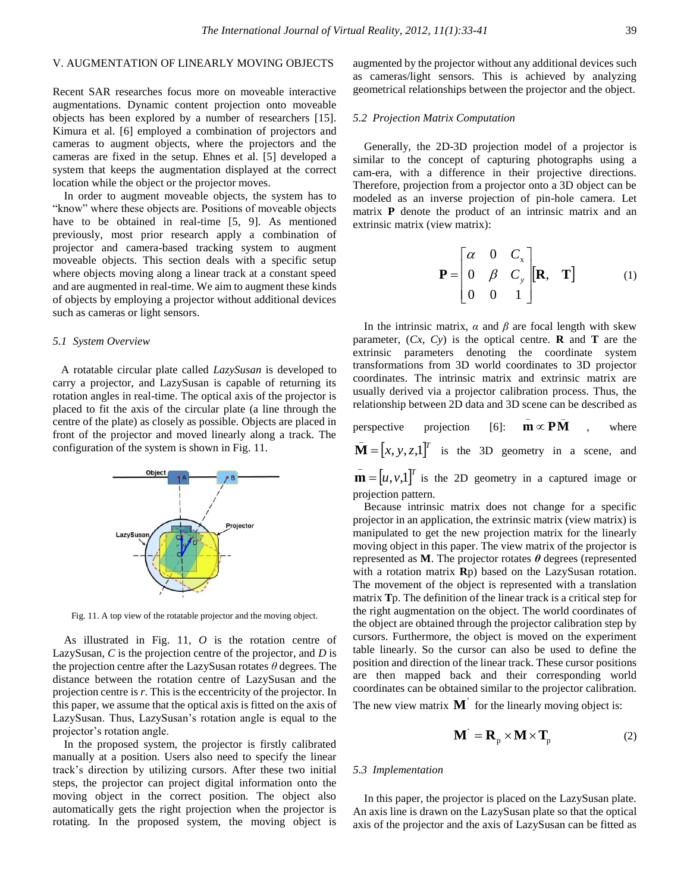## V. AUGMENTATION OF LINEARLY MOVING OBJECTS

Recent SAR researches focus more on moveable interactive augmentations. Dynamic content projection onto moveable objects has been explored by a number of researchers [15]. Kimura et al. [6] employed a combination of projectors and cameras to augment objects, where the projectors and the cameras are fixed in the setup. Ehnes et al. [5] developed a system that keeps the augmentation displayed at the correct location while the object or the projector moves.

In order to augment moveable objects, the system has to "know" where these objects are. Positions of moveable objects have to be obtained in real-time [5, 9]. As mentioned previously, most prior research apply a combination of projector and camera-based tracking system to augment moveable objects. This section deals with a specific setup where objects moving along a linear track at a constant speed and are augmented in real-time. We aim to augment these kinds of objects by employing a projector without additional devices such as cameras or light sensors.

### *5.1 System Overview*

A rotatable circular plate called *LazySusan* is developed to carry a projector, and LazySusan is capable of returning its rotation angles in real-time. The optical axis of the projector is placed to fit the axis of the circular plate (a line through the centre of the plate) as closely as possible. Objects are placed in front of the projector and moved linearly along a track. The configuration of the system is shown in Fig. 11.

Fig. 11. A top view of the rotatable projector and the moving object.

As illustrated in Fig. 11, *O* is the rotation centre of LazySusan, *C* is the projection centre of the projector, and *D* is the projection centre after the LazySusan rotates $\theta$ degrees. The distance between the rotation centre of LazySusan and the projection centre is *r*. This is the eccentricity of the projector. In this paper, we assume that the optical axis is fitted on the axis of LazySusan. Thus, LazySusan's rotation angle is equal to the projector's rotation angle.

In the proposed system, the projector is firstly calibrated manually at a position. Users also need to specify the linear track's direction by utilizing cursors. After these two initial steps, the projector can project digital information onto the moving object in the correct position. The object also automatically gets the right projection when the projector is rotating. In the proposed system, the moving object is augmented by the projector without any additional devices such as cameras/light sensors. This is achieved by analyzing geometrical relationships between the projector and the object.

### *5.2 Projection Matrix Computation*

Generally, the 2D-3D projection model of a projector is similar to the concept of capturing photographs using a cam-era, with a difference in their projective directions. Therefore, projection from a projector onto a 3D object can be modeled as an inverse projection of pin-hole camera. Let matrix **P** denote the product of an intrinsic matrix and an extrinsic matrix (view matrix):

$$\mathbf{P} = \begin{bmatrix} \alpha & 0 & C_x \\ 0 & \beta & C_y \\ 0 & 0 & 1 \end{bmatrix} [\mathbf{R}, \quad \mathbf{T}] \tag{1}$$

In the intrinsic matrix, $\alpha$ and $\beta$ are focal length with skew parameter, $(Cx, Cy)$ is the optical centre. **R** and **T** are the extrinsic parameters denoting the coordinate system transformations from 3D world coordinates to 3D projector coordinates. The intrinsic matrix and extrinsic matrix are usually derived via a projector calibration process. Thus, the relationship between 2D data and 3D scene can be described as perspective projection [6]: $\bar{\mathbf{m}} \propto \mathbf{P}\bar{\mathbf{M}}$, where $\bar{\mathbf{M}} = [x, y, z, 1]^T$ is the 3D geometry in a scene, and $\bar{\mathbf{m}} = [u, v, 1]^T$ is the 2D geometry in a captured image or projection pattern.

Because intrinsic matrix does not change for a specific projector in an application, the extrinsic matrix (view matrix) is manipulated to get the new projection matrix for the linearly moving object in this paper. The view matrix of the projector is represented as **M**. The projector rotates $\boldsymbol{\theta}$ degrees (represented with a rotation matrix **R**p) based on the LazySusan rotation. The movement of the object is represented with a translation matrix **T**p. The definition of the linear track is a critical step for the right augmentation on the object. The world coordinates of the object are obtained through the projector calibration step by cursors. Furthermore, the object is moved on the experiment table linearly. So the cursor can also be used to define the position and direction of the linear track. These cursor positions are then mapped back and their corresponding world coordinates can be obtained similar to the projector calibration. The new view matrix $\mathbf{M}^{'}$ for the linearly moving object is:

$$\mathbf{M}^{'} = \mathbf{R}_{p} \times \mathbf{M} \times \mathbf{T}_{p} \tag{2}$$

### *5.3 Implementation*

In this paper, the projector is placed on the LazySusan plate. An axis line is drawn on the LazySusan plate so that the optical axis of the projector and the axis of LazySusan can be fitted as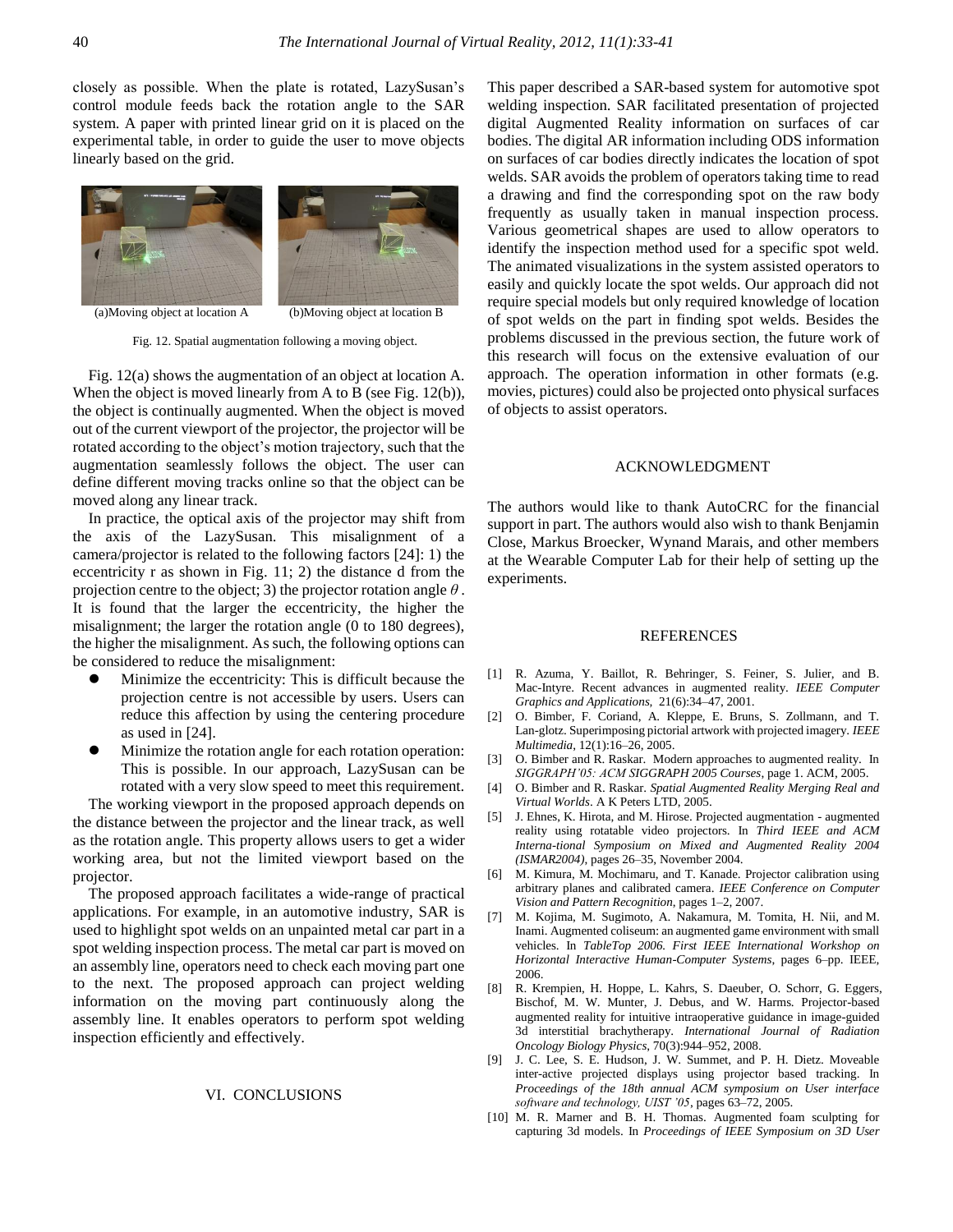closely as possible. When the plate is rotated, LazySusan's control module feeds back the rotation angle to the SAR system. A paper with printed linear grid on it is placed on the experimental table, in order to guide the user to move objects linearly based on the grid.

(a)Moving object at location A (b)Moving object at location B

Fig. 12. Spatial augmentation following a moving object.

Fig. 12(a) shows the augmentation of an object at location A. When the object is moved linearly from A to B (see Fig. 12(b)), the object is continually augmented. When the object is moved out of the current viewport of the projector, the projector will be rotated according to the object's motion trajectory, such that the augmentation seamlessly follows the object. The user can define different moving tracks online so that the object can be moved along any linear track.

In practice, the optical axis of the projector may shift from the axis of the LazySusan. This misalignment of a camera/projector is related to the following factors [24]: 1) the eccentricity r as shown in Fig. 11; 2) the distance d from the projection centre to the object; 3) the projector rotation angle $\theta$. It is found that the larger the eccentricity, the higher the misalignment; the larger the rotation angle (0 to 180 degrees), the higher the misalignment. As such, the following options can be considered to reduce the misalignment:

- Minimize the eccentricity: This is difficult because the projection centre is not accessible by users. Users can reduce this affection by using the centering procedure as used in [24].
- Minimize the rotation angle for each rotation operation: This is possible. In our approach, LazySusan can be rotated with a very slow speed to meet this requirement.

The working viewport in the proposed approach depends on the distance between the projector and the linear track, as well as the rotation angle. This property allows users to get a wider working area, but not the limited viewport based on the projector.

The proposed approach facilitates a wide-range of practical applications. For example, in an automotive industry, SAR is used to highlight spot welds on an unpainted metal car part in a spot welding inspection process. The metal car part is moved on an assembly line, operators need to check each moving part one to the next. The proposed approach can project welding information on the moving part continuously along the assembly line. It enables operators to perform spot welding inspection efficiently and effectively.

## VI. CONCLUSIONS

This paper described a SAR-based system for automotive spot welding inspection. SAR facilitated presentation of projected digital Augmented Reality information on surfaces of car bodies. The digital AR information including ODS information on surfaces of car bodies directly indicates the location of spot welds. SAR avoids the problem of operators taking time to read a drawing and find the corresponding spot on the raw body frequently as usually taken in manual inspection process. Various geometrical shapes are used to allow operators to identify the inspection method used for a specific spot weld. The animated visualizations in the system assisted operators to easily and quickly locate the spot welds. Our approach did not require special models but only required knowledge of location of spot welds on the part in finding spot welds. Besides the problems discussed in the previous section, the future work of this research will focus on the extensive evaluation of our approach. The operation information in other formats (e.g. movies, pictures) could also be projected onto physical surfaces of objects to assist operators.

## ACKNOWLEDGMENT

The authors would like to thank AutoCRC for the financial support in part. The authors would also wish to thank Benjamin Close, Markus Broecker, Wynand Marais, and other members at the Wearable Computer Lab for their help of setting up the experiments.

## REFERENCES

[1] R. Azuma, Y. Baillot, R. Behringer, S. Feiner, S. Julier, and B. Mac-Intyre. Recent advances in augmented reality. *IEEE Computer Graphics and Applications*, 21(6):34–47, 2001.

[2] O. Bimber, F. Coriand, A. Kleppe, E. Bruns, S. Zollmann, and T. Lan-glotz. Superimposing pictorial artwork with projected imagery. *IEEE Multimedia*, 12(1):16–26, 2005.

[3] O. Bimber and R. Raskar. Modern approaches to augmented reality. In *SIGGRAPH'05: ACM SIGGRAPH 2005 Courses*, page 1. ACM, 2005.

[4] O. Bimber and R. Raskar. *Spatial Augmented Reality Merging Real and Virtual Worlds*. A K Peters LTD, 2005.

[5] J. Ehnes, K. Hirota, and M. Hirose. Projected augmentation - augmented reality using rotatable video projectors. In *Third IEEE and ACM Interna-tional Symposium on Mixed and Augmented Reality 2004 (ISMAR2004)*, pages 26–35, November 2004.

[6] M. Kimura, M. Mochimaru, and T. Kanade. Projector calibration using arbitrary planes and calibrated camera. *IEEE Conference on Computer Vision and Pattern Recognition*, pages 1–2, 2007.

[7] M. Kojima, M. Sugimoto, A. Nakamura, M. Tomita, H. Nii, and M. Inami. Augmented coliseum: an augmented game environment with small vehicles. In *TableTop 2006. First IEEE International Workshop on Horizontal Interactive Human-Computer Systems*, pages 6–pp. IEEE, 2006.

[8] R. Krempien, H. Hoppe, L. Kahrs, S. Daeuber, O. Schorr, G. Eggers, Bischof, M. W. Munter, J. Debus, and W. Harms. Projector-based augmented reality for intuitive intraoperative guidance in image-guided 3d interstitial brachytherapy. *International Journal of Radiation Oncology Biology Physics*, 70(3):944–952, 2008.

[9] J. C. Lee, S. E. Hudson, J. W. Summet, and P. H. Dietz. Moveable inter-active projected displays using projector based tracking. In *Proceedings of the 18th annual ACM symposium on User interface software and technology, UIST '05*, pages 63–72, 2005.

[10] M. R. Marner and B. H. Thomas. Augmented foam sculpting for capturing 3d models. In *Proceedings of IEEE Symposium on 3D User*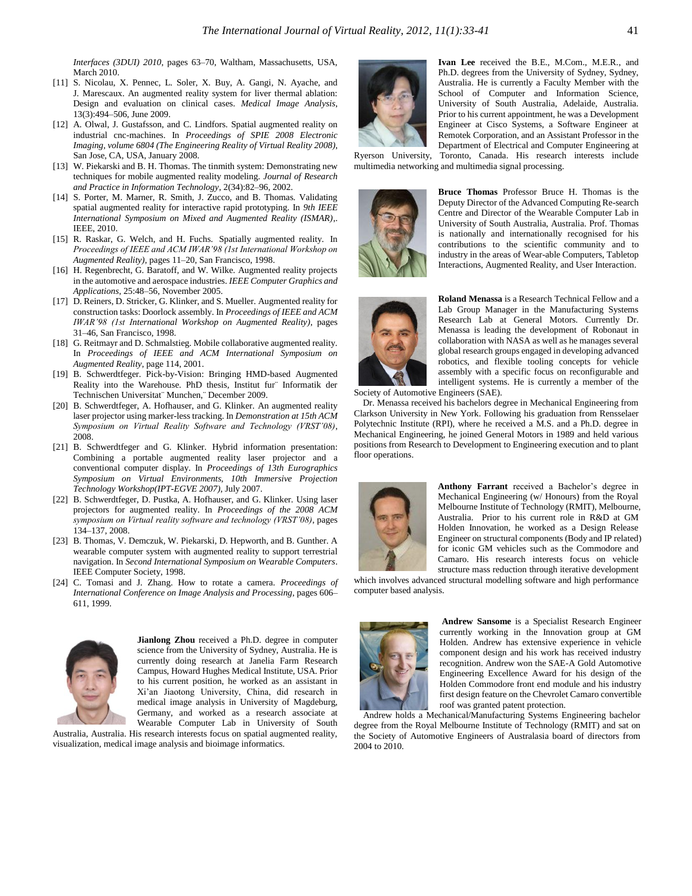*Interfaces (3DUI) 2010*, pages 63–70, Waltham, Massachusetts, USA, March 2010.

[11] S. Nicolau, X. Pennec, L. Soler, X. Buy, A. Gangi, N. Ayache, and J. Marescaux. An augmented reality system for liver thermal ablation: Design and evaluation on clinical cases. *Medical Image Analysis*, 13(3):494–506, June 2009.

[12] A. Olwal, J. Gustafsson, and C. Lindfors. Spatial augmented reality on industrial cnc-machines. In *Proceedings of SPIE 2008 Electronic Imaging, volume 6804 (The Engineering Reality of Virtual Reality 2008)*, San Jose, CA, USA, January 2008.

[13] W. Piekarski and B. H. Thomas. The tinmith system: Demonstrating new techniques for mobile augmented reality modeling. *Journal of Research and Practice in Information Technology*, 2(34):82–96, 2002.

[14] S. Porter, M. Marner, R. Smith, J. Zucco, and B. Thomas. Validating spatial augmented reality for interactive rapid prototyping. In *9th IEEE International Symposium on Mixed and Augmented Reality (ISMAR)*,. IEEE, 2010.

[15] R. Raskar, G. Welch, and H. Fuchs. Spatially augmented reality. In *Proceedings of IEEE and ACM IWAR'98 (1st International Workshop on Augmented Reality)*, pages 11–20, San Francisco, 1998.

[16] H. Regenbrecht, G. Baratoff, and W. Wilke. Augmented reality projects in the automotive and aerospace industries. *IEEE Computer Graphics and Applications*, 25:48–56, November 2005.

[17] D. Reiners, D. Stricker, G. Klinker, and S. Mueller. Augmented reality for construction tasks: Doorlock assembly. In *Proceedings of IEEE and ACM IWAR'98 (1st International Workshop on Augmented Reality)*, pages 31–46, San Francisco, 1998.

[18] G. Reitmayr and D. Schmalstieg. Mobile collaborative augmented reality. In *Proceedings of IEEE and ACM International Symposium on Augmented Reality*, page 114, 2001.

[19] B. Schwerdtfeger. Pick-by-Vision: Bringing HMD-based Augmented Reality into the Warehouse. PhD thesis, Institut fur¨ Informatik der Technischen Universitat¨ Munchen,¨ December 2009.

[20] B. Schwerdtfeger, A. Hofhauser, and G. Klinker. An augmented reality laser projector using marker-less tracking. In *Demonstration at 15th ACM Symposium on Virtual Reality Software and Technology (VRST'08)*, 2008.

[21] B. Schwerdtfeger and G. Klinker. Hybrid information presentation: Combining a portable augmented reality laser projector and a conventional computer display. In *Proceedings of 13th Eurographics Symposium on Virtual Environments, 10th Immersive Projection Technology Workshop(IPT-EGVE 2007)*, July 2007.

[22] B. Schwerdtfeger, D. Pustka, A. Hofhauser, and G. Klinker. Using laser projectors for augmented reality. In *Proceedings of the 2008 ACM symposium on Virtual reality software and technology (VRST'08)*, pages 134–137, 2008.

[23] B. Thomas, V. Demczuk, W. Piekarski, D. Hepworth, and B. Gunther. A wearable computer system with augmented reality to support terrestrial navigation. In *Second International Symposium on Wearable Computers*. IEEE Computer Society, 1998.

[24] C. Tomasi and J. Zhang. How to rotate a camera. *Proceedings of International Conference on Image Analysis and Processing*, pages 606–611, 1999.

**Jianlong Zhou** received a Ph.D. degree in computer science from the University of Sydney, Australia. He is currently doing research at Janelia Farm Research Campus, Howard Hughes Medical Institute, USA. Prior to his current position, he worked as an assistant in Xi'an Jiaotong University, China, did research in medical image analysis in University of Magdeburg, Germany, and worked as a research associate at Wearable Computer Lab in University of South Australia, Australia. His research interests focus on spatial augmented reality, visualization, medical image analysis and bioimage informatics.

**Ivan Lee** received the B.E., M.Com., M.E.R., and Ph.D. degrees from the University of Sydney, Sydney, Australia. He is currently a Faculty Member with the School of Computer and Information Science, University of South Australia, Adelaide, Australia. Prior to his current appointment, he was a Development Engineer at Cisco Systems, a Software Engineer at Remotek Corporation, and an Assistant Professor in the Department of Electrical and Computer Engineering at Ryerson University, Toronto, Canada. His research interests include multimedia networking and multimedia signal processing.

**Bruce Thomas** Professor Bruce H. Thomas is the Deputy Director of the Advanced Computing Re-search Centre and Director of the Wearable Computer Lab in University of South Australia, Australia. Prof. Thomas is nationally and internationally recognised for his contributions to the scientific community and to industry in the areas of Wear-able Computers, Tabletop Interactions, Augmented Reality, and User Interaction.

**Roland Menassa** is a Research Technical Fellow and a Lab Group Manager in the Manufacturing Systems Research Lab at General Motors. Currently Dr. Menassa is leading the development of Robonaut in collaboration with NASA as well as he manages several global research groups engaged in developing advanced robotics, and flexible tooling concepts for vehicle assembly with a specific focus on reconfigurable and intelligent systems. He is currently a member of the Society of Automotive Engineers (SAE).

Dr. Menassa received his bachelors degree in Mechanical Engineering from Clarkson University in New York. Following his graduation from Rensselaer Polytechnic Institute (RPI), where he received a M.S. and a Ph.D. degree in Mechanical Engineering, he joined General Motors in 1989 and held various positions from Research to Development to Engineering execution and to plant floor operations.

**Anthony Farrant** received a Bachelor's degree in Mechanical Engineering (w/ Honours) from the Royal Melbourne Institute of Technology (RMIT), Melbourne, Australia. Prior to his current role in R&D at GM Holden Innovation, he worked as a Design Release Engineer on structural components (Body and IP related) for iconic GM vehicles such as the Commodore and Camaro. His research interests focus on vehicle structure mass reduction through iterative development which involves advanced structural modelling software and high performance computer based analysis.

**Andrew Sansome** is a Specialist Research Engineer currently working in the Innovation group at GM Holden. Andrew has extensive experience in vehicle component design and his work has received industry recognition. Andrew won the SAE-A Gold Automotive Engineering Excellence Award for his design of the Holden Commodore front end module and his industry first design feature on the Chevrolet Camaro convertible roof was granted patent protection.

Andrew holds a Mechanical/Manufacturing Systems Engineering bachelor degree from the Royal Melbourne Institute of Technology (RMIT) and sat on the Society of Automotive Engineers of Australasia board of directors from 2004 to 2010.